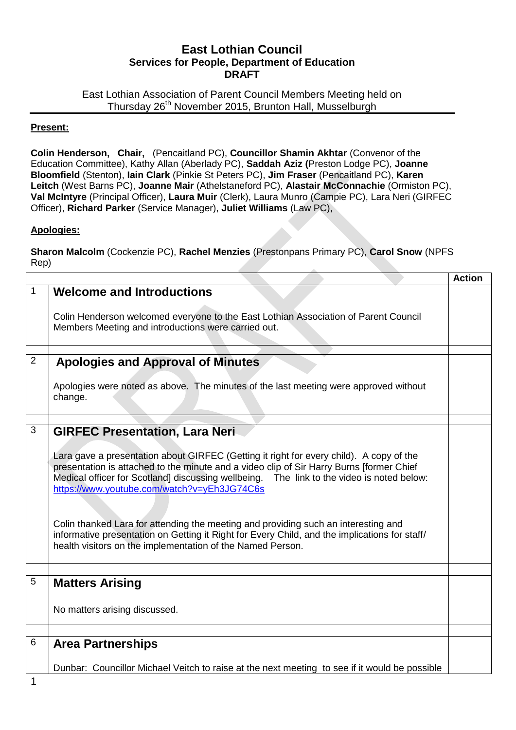# East Lothian Council

## Services for People, Department of Education

## DRAFT

East Lothian Association of Parent Council Members Meeting held on Thursday 26th November 2015, Brunton Hall, Musselburgh

**Present:**

**Colin Henderson, Chair,** (Pencaitland PC), **Councillor Shamin Akhtar** (Convenor of the Education Committee), Kathy Allan (Aberlady PC), **Saddah Aziz (**Preston Lodge PC), **Joanne Bloomfield** (Stenton), **Iain Clark** (Pinkie St Peters PC), **Jim Fraser** (Pencaitland PC), **Karen Leitch** (West Barns PC), **Joanne Mair** (Athelstaneford PC), **Alastair McConnachie** (Ormiston PC), **Val McIntyre** (Principal Officer), **Laura Muir** (Clerk), Laura Munro (Campie PC), Lara Neri (GIRFEC Officer), **Richard Parker** (Service Manager), **Juliet Williams** (Law PC),

**Apologies:**

**Sharon Malcolm** (Cockenzie PC), **Rachel Menzies** (Prestonpans Primary PC), **Carol Snow** (NPFS Rep)

| | | Action |
|---|---|---|
| 1 | **Welcome and Introductions**<br><br>Colin Henderson welcomed everyone to the East Lothian Association of Parent Council Members Meeting and introductions were carried out. | |
| 2 | **Apologies and Approval of Minutes**<br><br>Apologies were noted as above. The minutes of the last meeting were approved without change. | |
| 3 | **GIRFEC Presentation, Lara Neri**<br><br>Lara gave a presentation about GIRFEC (Getting it right for every child). A copy of the presentation is attached to the minute and a video clip of Sir Harry Burns [former Chief Medical officer for Scotland] discussing wellbeing. The link to the video is noted below: https://www.youtube.com/watch?v=yEh3JG74C6s<br><br>Colin thanked Lara for attending the meeting and providing such an interesting and informative presentation on Getting it Right for Every Child, and the implications for staff/ health visitors on the implementation of the Named Person. | |
| 5 | **Matters Arising**<br><br>No matters arising discussed. | |
| 6 | **Area Partnerships**<br><br>Dunbar: Councillor Michael Veitch to raise at the next meeting to see if it would be possible | |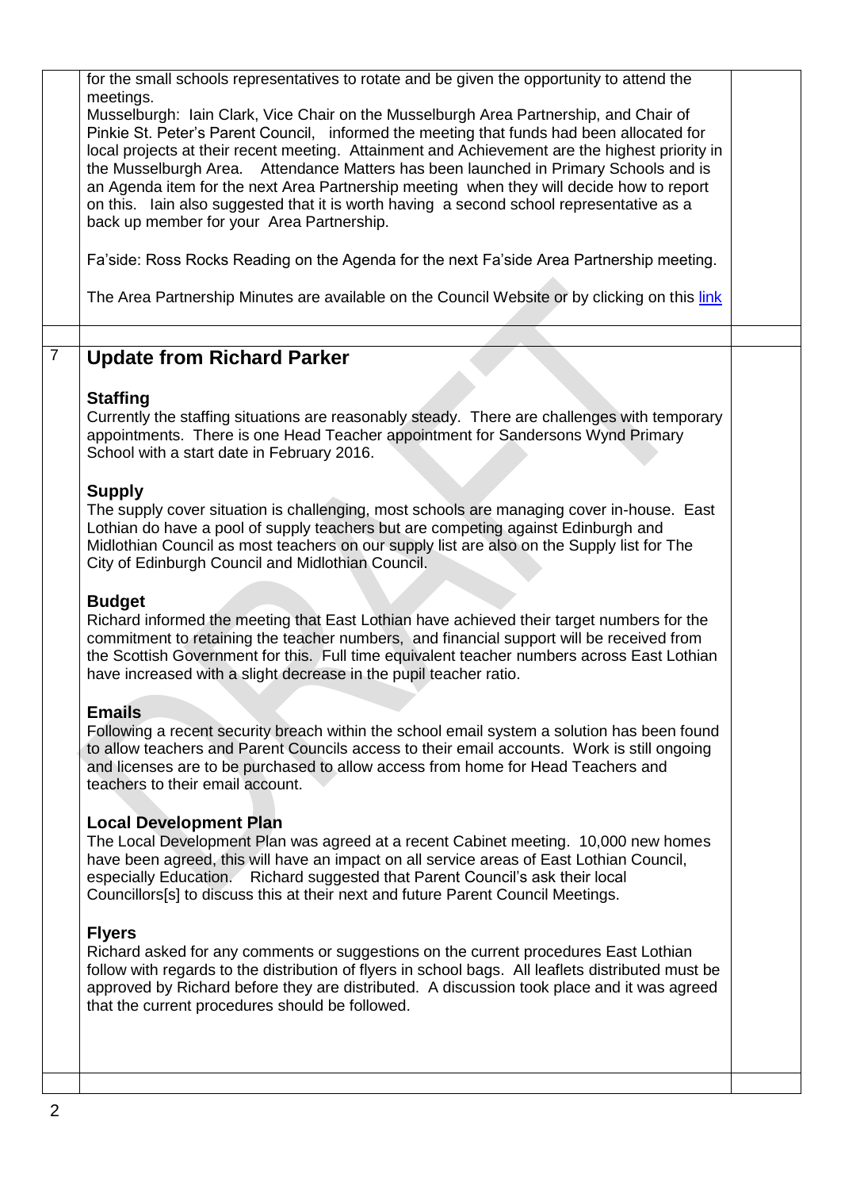for the small schools representatives to rotate and be given the opportunity to attend the meetings.

Musselburgh: Iain Clark, Vice Chair on the Musselburgh Area Partnership, and Chair of Pinkie St. Peter's Parent Council, informed the meeting that funds had been allocated for local projects at their recent meeting. Attainment and Achievement are the highest priority in the Musselburgh Area. Attendance Matters has been launched in Primary Schools and is an Agenda item for the next Area Partnership meeting when they will decide how to report on this. Iain also suggested that it is worth having a second school representative as a back up member for your Area Partnership.

Fa'side: Ross Rocks Reading on the Agenda for the next Fa'side Area Partnership meeting.

The Area Partnership Minutes are available on the Council Website or by clicking on this link

## 7 Update from Richard Parker

### Staffing

Currently the staffing situations are reasonably steady. There are challenges with temporary appointments. There is one Head Teacher appointment for Sandersons Wynd Primary School with a start date in February 2016.

### Supply

The supply cover situation is challenging, most schools are managing cover in-house. East Lothian do have a pool of supply teachers but are competing against Edinburgh and Midlothian Council as most teachers on our supply list are also on the Supply list for The City of Edinburgh Council and Midlothian Council.

### Budget

Richard informed the meeting that East Lothian have achieved their target numbers for the commitment to retaining the teacher numbers, and financial support will be received from the Scottish Government for this. Full time equivalent teacher numbers across East Lothian have increased with a slight decrease in the pupil teacher ratio.

### Emails

Following a recent security breach within the school email system a solution has been found to allow teachers and Parent Councils access to their email accounts. Work is still ongoing and licenses are to be purchased to allow access from home for Head Teachers and teachers to their email account.

### Local Development Plan

The Local Development Plan was agreed at a recent Cabinet meeting. 10,000 new homes have been agreed, this will have an impact on all service areas of East Lothian Council, especially Education. Richard suggested that Parent Council's ask their local Councillors[s] to discuss this at their next and future Parent Council Meetings.

### Flyers

Richard asked for any comments or suggestions on the current procedures East Lothian follow with regards to the distribution of flyers in school bags. All leaflets distributed must be approved by Richard before they are distributed. A discussion took place and it was agreed that the current procedures should be followed.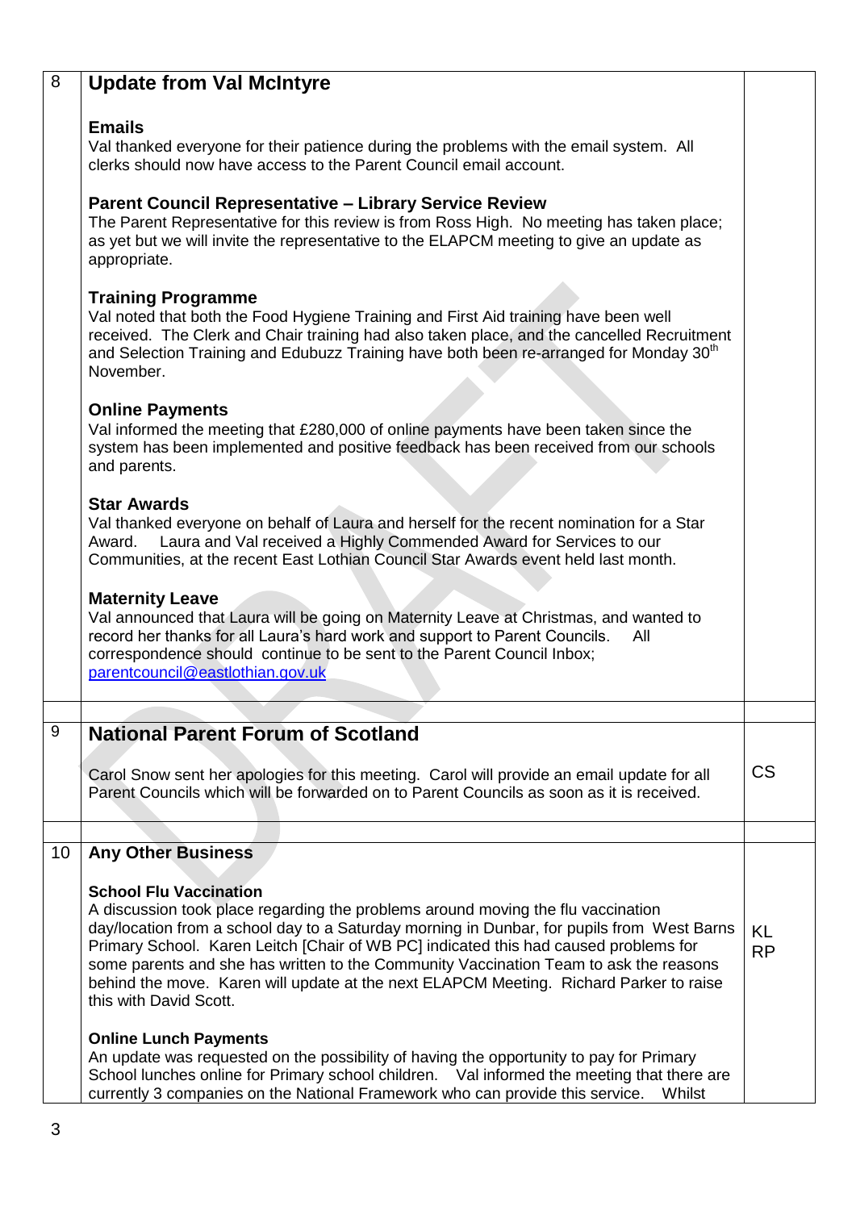| | | |
|---|---|---|
| 8 | **Update from Val McIntyre**<br><br>**Emails**<br>Val thanked everyone for their patience during the problems with the email system. All clerks should now have access to the Parent Council email account.<br><br>**Parent Council Representative – Library Service Review**<br>The Parent Representative for this review is from Ross High. No meeting has taken place; as yet but we will invite the representative to the ELAPCM meeting to give an update as appropriate.<br><br>**Training Programme**<br>Val noted that both the Food Hygiene Training and First Aid training have been well received. The Clerk and Chair training had also taken place, and the cancelled Recruitment and Selection Training and Edubuzz Training have both been re-arranged for Monday 30th November.<br><br>**Online Payments**<br>Val informed the meeting that £280,000 of online payments have been taken since the system has been implemented and positive feedback has been received from our schools and parents.<br><br>**Star Awards**<br>Val thanked everyone on behalf of Laura and herself for the recent nomination for a Star Award. Laura and Val received a Highly Commended Award for Services to our Communities, at the recent East Lothian Council Star Awards event held last month.<br><br>**Maternity Leave**<br>Val announced that Laura will be going on Maternity Leave at Christmas, and wanted to record her thanks for all Laura's hard work and support to Parent Councils. All correspondence should continue to be sent to the Parent Council Inbox; parentcouncil@eastlothian.gov.uk | |
| | | |
| 9 | **National Parent Forum of Scotland**<br><br>Carol Snow sent her apologies for this meeting. Carol will provide an email update for all Parent Councils which will be forwarded on to Parent Councils as soon as it is received. | CS |
| | | |
| 10 | **Any Other Business**<br><br>**School Flu Vaccination**<br>A discussion took place regarding the problems around moving the flu vaccination day/location from a school day to a Saturday morning in Dunbar, for pupils from West Barns Primary School. Karen Leitch [Chair of WB PC] indicated this had caused problems for some parents and she has written to the Community Vaccination Team to ask the reasons behind the move. Karen will update at the next ELAPCM Meeting. Richard Parker to raise this with David Scott.<br><br>**Online Lunch Payments**<br>An update was requested on the possibility of having the opportunity to pay for Primary School lunches online for Primary school children. Val informed the meeting that there are currently 3 companies on the National Framework who can provide this service. Whilst | KL<br>RP |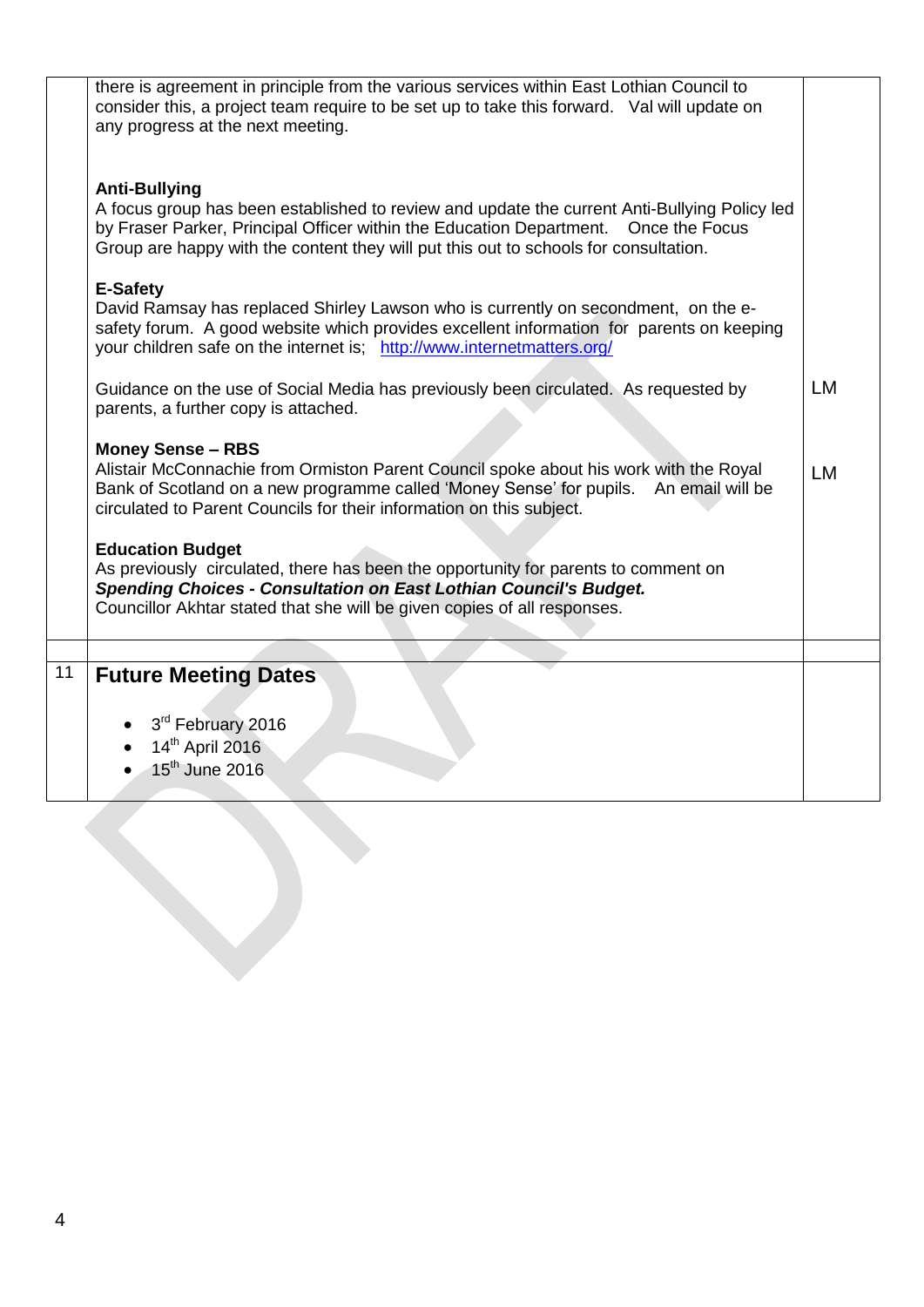| | | |
|---|---|---|
| | there is agreement in principle from the various services within East Lothian Council to consider this, a project team require to be set up to take this forward. Val will update on any progress at the next meeting.<br><br>**Anti-Bullying**<br>A focus group has been established to review and update the current Anti-Bullying Policy led by Fraser Parker, Principal Officer within the Education Department. Once the Focus Group are happy with the content they will put this out to schools for consultation.<br><br>**E-Safety**<br>David Ramsay has replaced Shirley Lawson who is currently on secondment, on the e-safety forum. A good website which provides excellent information for parents on keeping your children safe on the internet is; http://www.internetmatters.org/<br><br>Guidance on the use of Social Media has previously been circulated. As requested by parents, a further copy is attached.<br><br>**Money Sense – RBS**<br>Alistair McConnachie from Ormiston Parent Council spoke about his work with the Royal Bank of Scotland on a new programme called 'Money Sense' for pupils. An email will be circulated to Parent Councils for their information on this subject.<br><br>**Education Budget**<br>As previously circulated, there has been the opportunity for parents to comment on ***Spending Choices - Consultation on East Lothian Council's Budget.***<br>Councillor Akhtar stated that she will be given copies of all responses. | <br><br><br><br><br><br><br><br><br><br><br>LM<br><br><br>LM |
| | | |
| 11 | **Future Meeting Dates**<br><br>• 3rd February 2016<br>• 14th April 2016<br>• 15th June 2016 | |